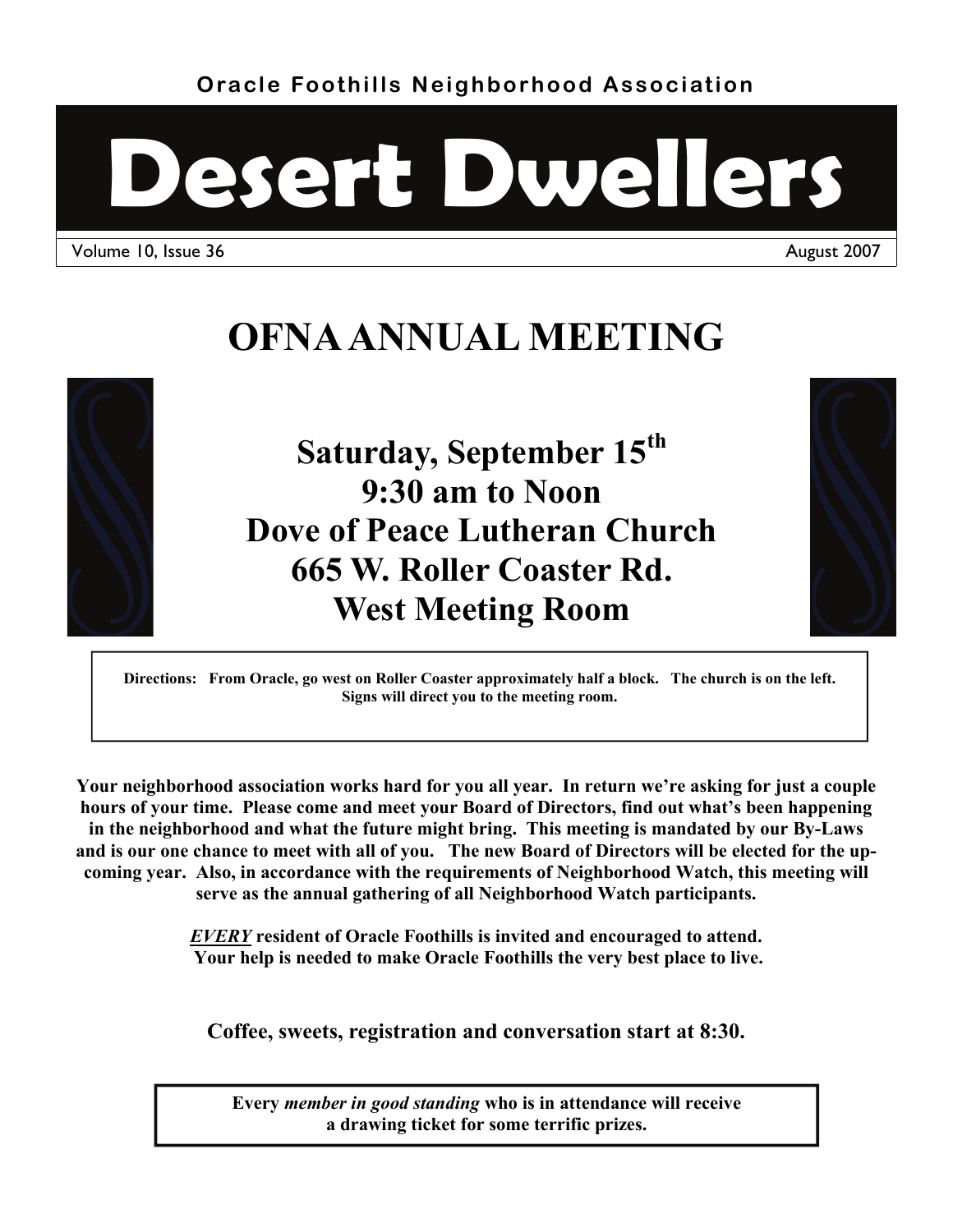Oracle Foothills Neighborhood Association

# Desert Dwellers

Volume 10, Issue 36 — August 2007

## OFNA ANNUAL MEETING

### Saturday, September 15th
### 9:30 am to Noon
### Dove of Peace Lutheran Church
### 665 W. Roller Coaster Rd.
### West Meeting Room

**Directions: From Oracle, go west on Roller Coaster approximately half a block. The church is on the left. Signs will direct you to the meeting room.**

**Your neighborhood association works hard for you all year. In return we're asking for just a couple hours of your time. Please come and meet your Board of Directors, find out what's been happening in the neighborhood and what the future might bring. This meeting is mandated by our By-Laws and is our one chance to meet with all of you. The new Board of Directors will be elected for the upcoming year. Also, in accordance with the requirements of Neighborhood Watch, this meeting will serve as the annual gathering of all Neighborhood Watch participants.**

***EVERY*** **resident of Oracle Foothills is invited and encouraged to attend. Your help is needed to make Oracle Foothills the very best place to live.**

**Coffee, sweets, registration and conversation start at 8:30.**

**Every *member in good standing* who is in attendance will receive a drawing ticket for some terrific prizes.**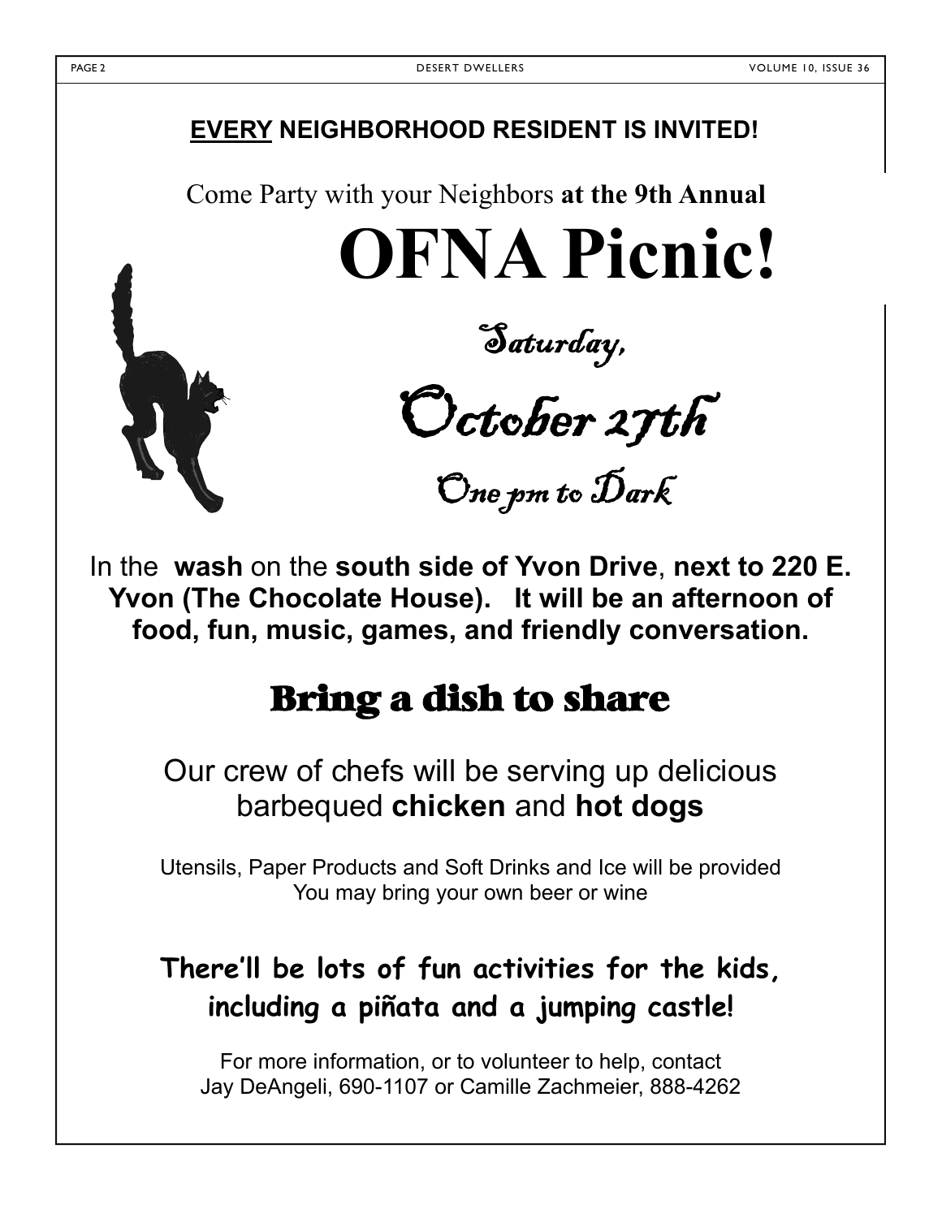**<u>EVERY</u> NEIGHBORHOOD RESIDENT IS INVITED!**

Come Party with your Neighbors **at the 9th Annual**

# OFNA Picnic!

*Saturday,*

## *October 27th*

*One pm to Dark*

In the **wash** on the **south side of Yvon Drive**, **next to 220 E. Yvon (The Chocolate House). It will be an afternoon of food, fun, music, games, and friendly conversation.**

## Bring a dish to share

Our crew of chefs will be serving up delicious barbequed **chicken** and **hot dogs**

Utensils, Paper Products and Soft Drinks and Ice will be provided
You may bring your own beer or wine

**There'll be lots of fun activities for the kids, including a piñata and a jumping castle!**

For more information, or to volunteer to help, contact
Jay DeAngeli, 690-1107 or Camille Zachmeier, 888-4262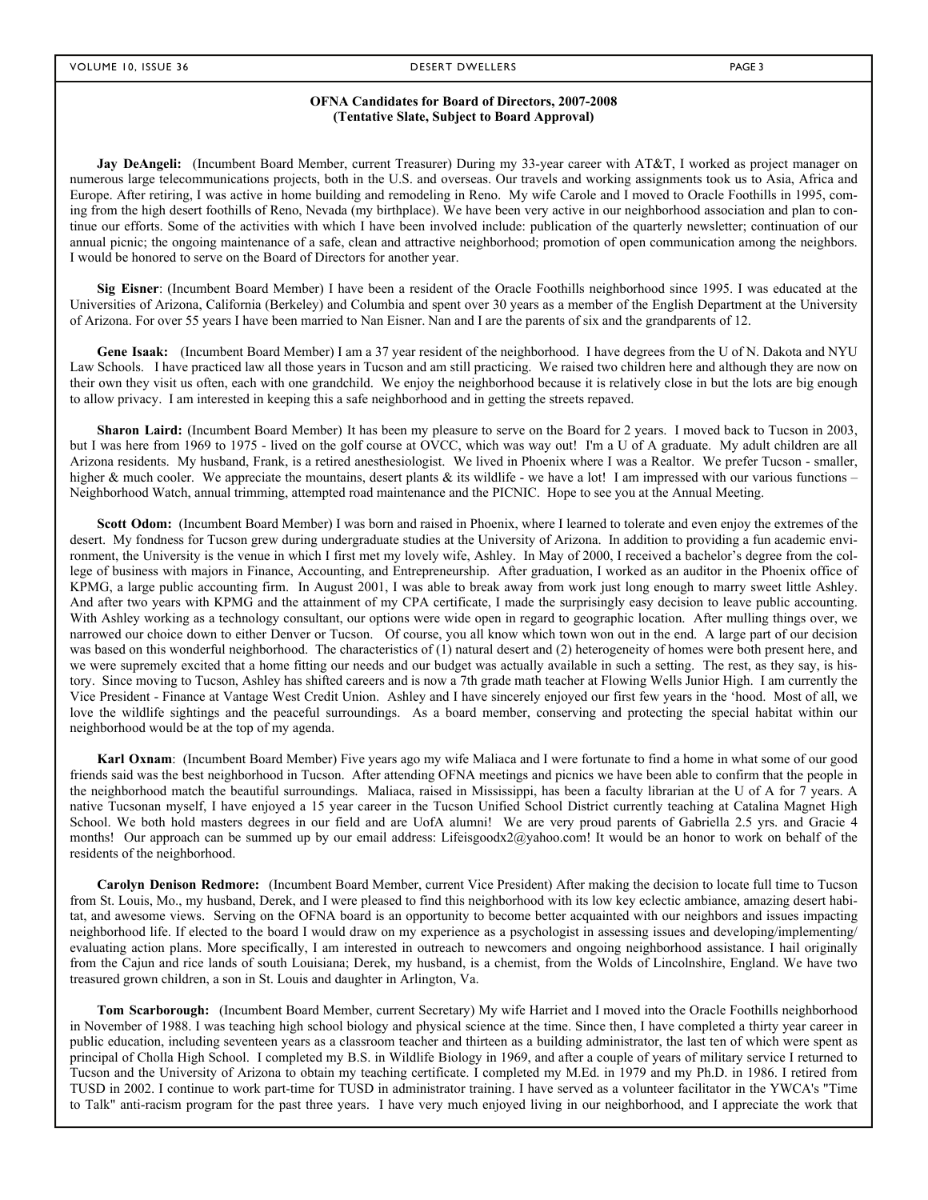**OFNA Candidates for Board of Directors, 2007-2008**
**(Tentative Slate, Subject to Board Approval)**

**Jay DeAngeli:** (Incumbent Board Member, current Treasurer) During my 33-year career with AT&T, I worked as project manager on numerous large telecommunications projects, both in the U.S. and overseas. Our travels and working assignments took us to Asia, Africa and Europe. After retiring, I was active in home building and remodeling in Reno. My wife Carole and I moved to Oracle Foothills in 1995, coming from the high desert foothills of Reno, Nevada (my birthplace). We have been very active in our neighborhood association and plan to continue our efforts. Some of the activities with which I have been involved include: publication of the quarterly newsletter; continuation of our annual picnic; the ongoing maintenance of a safe, clean and attractive neighborhood; promotion of open communication among the neighbors. I would be honored to serve on the Board of Directors for another year.

**Sig Eisner**: (Incumbent Board Member) I have been a resident of the Oracle Foothills neighborhood since 1995. I was educated at the Universities of Arizona, California (Berkeley) and Columbia and spent over 30 years as a member of the English Department at the University of Arizona. For over 55 years I have been married to Nan Eisner. Nan and I are the parents of six and the grandparents of 12.

**Gene Isaak:** (Incumbent Board Member) I am a 37 year resident of the neighborhood. I have degrees from the U of N. Dakota and NYU Law Schools. I have practiced law all those years in Tucson and am still practicing. We raised two children here and although they are now on their own they visit us often, each with one grandchild. We enjoy the neighborhood because it is relatively close in but the lots are big enough to allow privacy. I am interested in keeping this a safe neighborhood and in getting the streets repaved.

**Sharon Laird:** (Incumbent Board Member) It has been my pleasure to serve on the Board for 2 years. I moved back to Tucson in 2003, but I was here from 1969 to 1975 - lived on the golf course at OVCC, which was way out! I'm a U of A graduate. My adult children are all Arizona residents. My husband, Frank, is a retired anesthesiologist. We lived in Phoenix where I was a Realtor. We prefer Tucson - smaller, higher & much cooler. We appreciate the mountains, desert plants & its wildlife - we have a lot! I am impressed with our various functions – Neighborhood Watch, annual trimming, attempted road maintenance and the PICNIC. Hope to see you at the Annual Meeting.

**Scott Odom:** (Incumbent Board Member) I was born and raised in Phoenix, where I learned to tolerate and even enjoy the extremes of the desert. My fondness for Tucson grew during undergraduate studies at the University of Arizona. In addition to providing a fun academic environment, the University is the venue in which I first met my lovely wife, Ashley. In May of 2000, I received a bachelor's degree from the college of business with majors in Finance, Accounting, and Entrepreneurship. After graduation, I worked as an auditor in the Phoenix office of KPMG, a large public accounting firm. In August 2001, I was able to break away from work just long enough to marry sweet little Ashley. And after two years with KPMG and the attainment of my CPA certificate, I made the surprisingly easy decision to leave public accounting. With Ashley working as a technology consultant, our options were wide open in regard to geographic location. After mulling things over, we narrowed our choice down to either Denver or Tucson. Of course, you all know which town won out in the end. A large part of our decision was based on this wonderful neighborhood. The characteristics of (1) natural desert and (2) heterogeneity of homes were both present here, and we were supremely excited that a home fitting our needs and our budget was actually available in such a setting. The rest, as they say, is history. Since moving to Tucson, Ashley has shifted careers and is now a 7th grade math teacher at Flowing Wells Junior High. I am currently the Vice President - Finance at Vantage West Credit Union. Ashley and I have sincerely enjoyed our first few years in the 'hood. Most of all, we love the wildlife sightings and the peaceful surroundings. As a board member, conserving and protecting the special habitat within our neighborhood would be at the top of my agenda.

**Karl Oxnam**: (Incumbent Board Member) Five years ago my wife Maliaca and I were fortunate to find a home in what some of our good friends said was the best neighborhood in Tucson. After attending OFNA meetings and picnics we have been able to confirm that the people in the neighborhood match the beautiful surroundings. Maliaca, raised in Mississippi, has been a faculty librarian at the U of A for 7 years. A native Tucsonan myself, I have enjoyed a 15 year career in the Tucson Unified School District currently teaching at Catalina Magnet High School. We both hold masters degrees in our field and are UofA alumni! We are very proud parents of Gabriella 2.5 yrs. and Gracie 4 months! Our approach can be summed up by our email address: Lifeisgoodx2@yahoo.com! It would be an honor to work on behalf of the residents of the neighborhood.

**Carolyn Denison Redmore:** (Incumbent Board Member, current Vice President) After making the decision to locate full time to Tucson from St. Louis, Mo., my husband, Derek, and I were pleased to find this neighborhood with its low key eclectic ambiance, amazing desert habitat, and awesome views. Serving on the OFNA board is an opportunity to become better acquainted with our neighbors and issues impacting neighborhood life. If elected to the board I would draw on my experience as a psychologist in assessing issues and developing/implementing/evaluating action plans. More specifically, I am interested in outreach to newcomers and ongoing neighborhood assistance. I hail originally from the Cajun and rice lands of south Louisiana; Derek, my husband, is a chemist, from the Wolds of Lincolnshire, England. We have two treasured grown children, a son in St. Louis and daughter in Arlington, Va.

**Tom Scarborough:** (Incumbent Board Member, current Secretary) My wife Harriet and I moved into the Oracle Foothills neighborhood in November of 1988. I was teaching high school biology and physical science at the time. Since then, I have completed a thirty year career in public education, including seventeen years as a classroom teacher and thirteen as a building administrator, the last ten of which were spent as principal of Cholla High School. I completed my B.S. in Wildlife Biology in 1969, and after a couple of years of military service I returned to Tucson and the University of Arizona to obtain my teaching certificate. I completed my M.Ed. in 1979 and my Ph.D. in 1986. I retired from TUSD in 2002. I continue to work part-time for TUSD in administrator training. I have served as a volunteer facilitator in the YWCA's "Time to Talk" anti-racism program for the past three years. I have very much enjoyed living in our neighborhood, and I appreciate the work that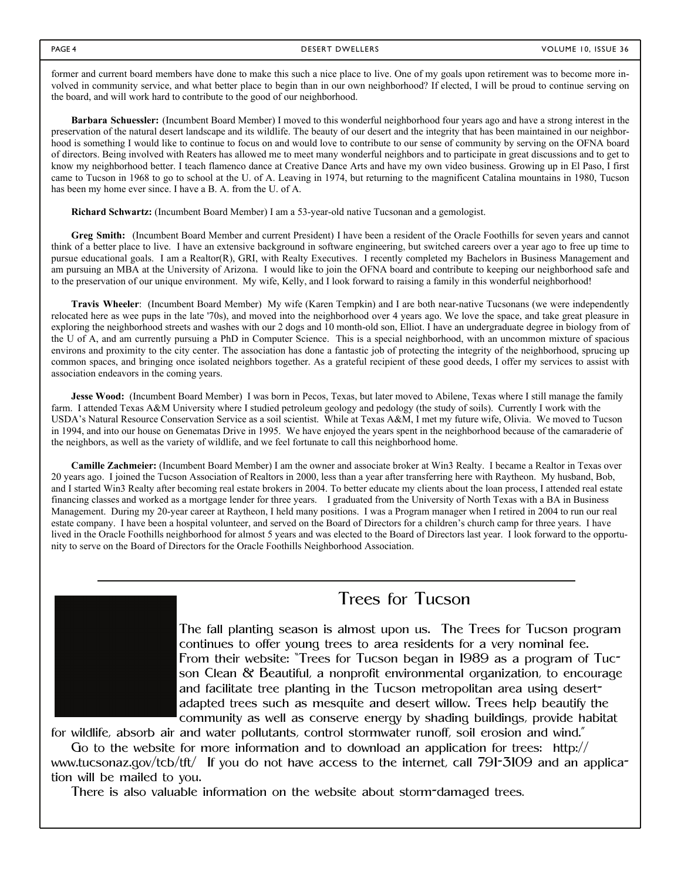former and current board members have done to make this such a nice place to live. One of my goals upon retirement was to become more involved in community service, and what better place to begin than in our own neighborhood? If elected, I will be proud to continue serving on the board, and will work hard to contribute to the good of our neighborhood.

**Barbara Schuessler:** (Incumbent Board Member) I moved to this wonderful neighborhood four years ago and have a strong interest in the preservation of the natural desert landscape and its wildlife. The beauty of our desert and the integrity that has been maintained in our neighborhood is something I would like to continue to focus on and would love to contribute to our sense of community by serving on the OFNA board of directors. Being involved with Reaters has allowed me to meet many wonderful neighbors and to participate in great discussions and to get to know my neighborhood better. I teach flamenco dance at Creative Dance Arts and have my own video business. Growing up in El Paso, I first came to Tucson in 1968 to go to school at the U. of A. Leaving in 1974, but returning to the magnificent Catalina mountains in 1980, Tucson has been my home ever since. I have a B. A. from the U. of A.

**Richard Schwartz:** (Incumbent Board Member) I am a 53-year-old native Tucsonan and a gemologist.

**Greg Smith:** (Incumbent Board Member and current President) I have been a resident of the Oracle Foothills for seven years and cannot think of a better place to live. I have an extensive background in software engineering, but switched careers over a year ago to free up time to pursue educational goals. I am a Realtor(R), GRI, with Realty Executives. I recently completed my Bachelors in Business Management and am pursuing an MBA at the University of Arizona. I would like to join the OFNA board and contribute to keeping our neighborhood safe and to the preservation of our unique environment. My wife, Kelly, and I look forward to raising a family in this wonderful neighborhood!

**Travis Wheeler**: (Incumbent Board Member) My wife (Karen Tempkin) and I are both near-native Tucsonans (we were independently relocated here as wee pups in the late '70s), and moved into the neighborhood over 4 years ago. We love the space, and take great pleasure in exploring the neighborhood streets and washes with our 2 dogs and 10 month-old son, Elliot. I have an undergraduate degree in biology from of the U of A, and am currently pursuing a PhD in Computer Science. This is a special neighborhood, with an uncommon mixture of spacious environs and proximity to the city center. The association has done a fantastic job of protecting the integrity of the neighborhood, sprucing up common spaces, and bringing once isolated neighbors together. As a grateful recipient of these good deeds, I offer my services to assist with association endeavors in the coming years.

**Jesse Wood:** (Incumbent Board Member) I was born in Pecos, Texas, but later moved to Abilene, Texas where I still manage the family farm. I attended Texas A&M University where I studied petroleum geology and pedology (the study of soils). Currently I work with the USDA's Natural Resource Conservation Service as a soil scientist. While at Texas A&M, I met my future wife, Olivia. We moved to Tucson in 1994, and into our house on Genematas Drive in 1995. We have enjoyed the years spent in the neighborhood because of the camaraderie of the neighbors, as well as the variety of wildlife, and we feel fortunate to call this neighborhood home.

**Camille Zachmeier:** (Incumbent Board Member) I am the owner and associate broker at Win3 Realty. I became a Realtor in Texas over 20 years ago. I joined the Tucson Association of Realtors in 2000, less than a year after transferring here with Raytheon. My husband, Bob, and I started Win3 Realty after becoming real estate brokers in 2004. To better educate my clients about the loan process, I attended real estate financing classes and worked as a mortgage lender for three years. I graduated from the University of North Texas with a BA in Business Management. During my 20-year career at Raytheon, I held many positions. I was a Program manager when I retired in 2004 to run our real estate company. I have been a hospital volunteer, and served on the Board of Directors for a children's church camp for three years. I have lived in the Oracle Foothills neighborhood for almost 5 years and was elected to the Board of Directors last year. I look forward to the opportunity to serve on the Board of Directors for the Oracle Foothills Neighborhood Association.

---

## Trees for Tucson

The fall planting season is almost upon us. The Trees for Tucson program continues to offer young trees to area residents for a very nominal fee. From their website: "Trees for Tucson began in 1989 as a program of Tucson Clean & Beautiful, a nonprofit environmental organization, to encourage and facilitate tree planting in the Tucson metropolitan area using desert-adapted trees such as mesquite and desert willow. Trees help beautify the community as well as conserve energy by shading buildings, provide habitat for wildlife, absorb air and water pollutants, control stormwater runoff, soil erosion and wind."

Go to the website for more information and to download an application for trees: http://www.tucsonaz.gov/tcb/tft/ If you do not have access to the internet, call 791-3109 and an application will be mailed to you.

There is also valuable information on the website about storm-damaged trees.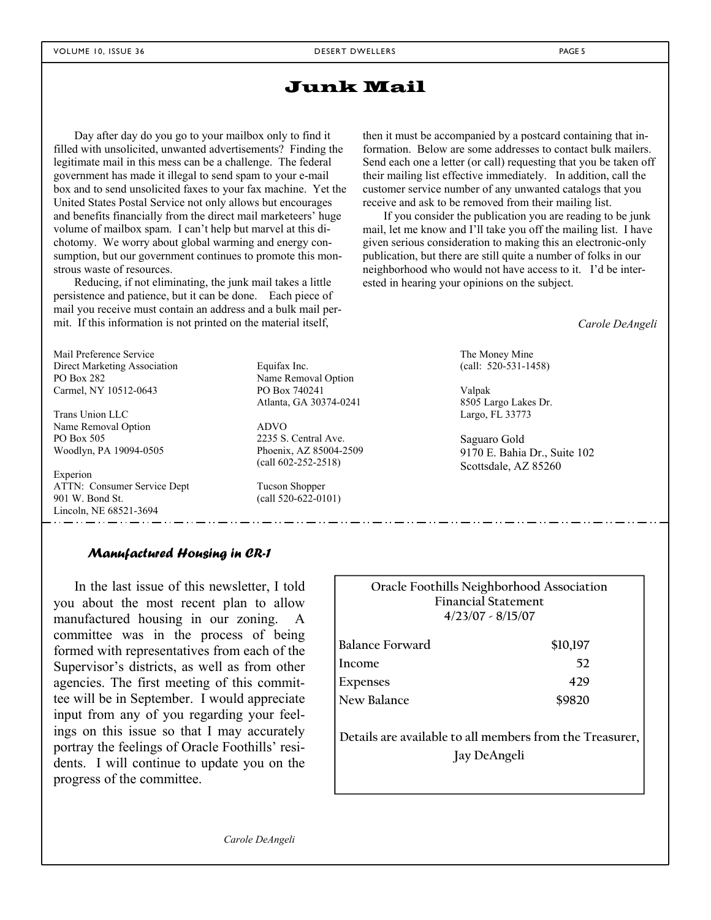# Junk Mail

Day after day do you go to your mailbox only to find it filled with unsolicited, unwanted advertisements? Finding the legitimate mail in this mess can be a challenge. The federal government has made it illegal to send spam to your e-mail box and to send unsolicited faxes to your fax machine. Yet the United States Postal Service not only allows but encourages and benefits financially from the direct mail marketeers' huge volume of mailbox spam. I can't help but marvel at this dichotomy. We worry about global warming and energy consumption, but our government continues to promote this monstrous waste of resources.

Reducing, if not eliminating, the junk mail takes a little persistence and patience, but it can be done. Each piece of mail you receive must contain an address and a bulk mail permit. If this information is not printed on the material itself, then it must be accompanied by a postcard containing that information. Below are some addresses to contact bulk mailers. Send each one a letter (or call) requesting that you be taken off their mailing list effective immediately. In addition, call the customer service number of any unwanted catalogs that you receive and ask to be removed from their mailing list.

If you consider the publication you are reading to be junk mail, let me know and I'll take you off the mailing list. I have given serious consideration to making this an electronic-only publication, but there are still quite a number of folks in our neighborhood who would not have access to it. I'd be interested in hearing your opinions on the subject.

*Carole DeAngeli*

Mail Preference Service
Direct Marketing Association
PO Box 282
Carmel, NY 10512-0643

Trans Union LLC
Name Removal Option
PO Box 505
Woodlyn, PA 19094-0505

Experion
ATTN: Consumer Service Dept
901 W. Bond St.
Lincoln, NE 68521-3694

Equifax Inc.
Name Removal Option
PO Box 740241
Atlanta, GA 30374-0241

ADVO
2235 S. Central Ave.
Phoenix, AZ 85004-2509
(call 602-252-2518)

Tucson Shopper
(call 520-622-0101)

The Money Mine
(call: 520-531-1458)

Valpak
8505 Largo Lakes Dr.
Largo, FL 33773

Saguaro Gold
9170 E. Bahia Dr., Suite 102
Scottsdale, AZ 85260

## *Manufactured Housing in CR-1*

In the last issue of this newsletter, I told you about the most recent plan to allow manufactured housing in our zoning. A committee was in the process of being formed with representatives from each of the Supervisor's districts, as well as from other agencies. The first meeting of this committee will be in September. I would appreciate input from any of you regarding your feelings on this issue so that I may accurately portray the feelings of Oracle Foothills' residents. I will continue to update you on the progress of the committee.

*Carole DeAngeli*

**Oracle Foothills Neighborhood Association**
**Financial Statement**
**4/23/07 - 8/15/07**

| | |
|---|---|
| Balance Forward | $10,197 |
| Income | 52 |
| Expenses | 429 |
| New Balance | $9820 |

Details are available to all members from the Treasurer, Jay DeAngeli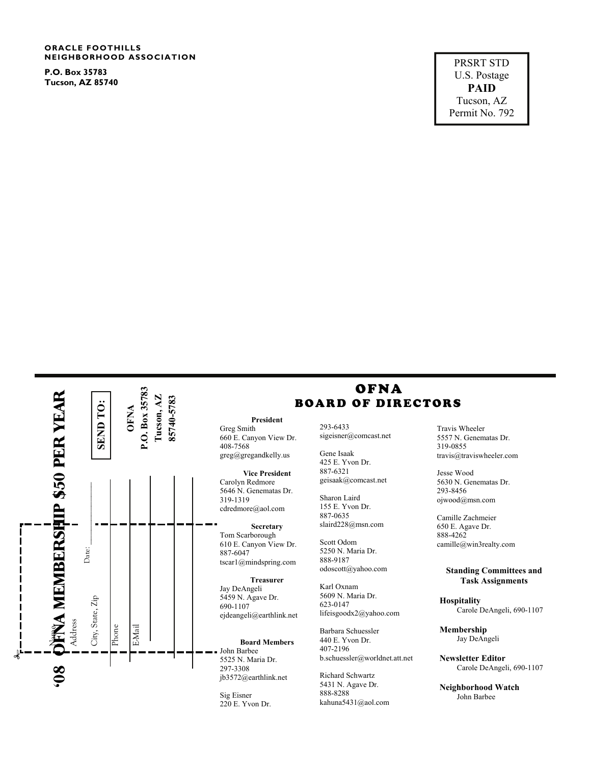**ORACLE FOOTHILLS NEIGHBORHOOD ASSOCIATION**

**P.O. Box 35783**
**Tucson, AZ 85740**

PRSRT STD
U.S. Postage
**PAID**
Tucson, AZ
Permit No. 792

**'08 OFNA MEMBERSHIP $50 PER YEAR**

Name
Address
City, State, Zip
Phone
E-Mail
Date: ____________

**SEND TO:**

**OFNA**
**P.O. Box 35783**
**Tucson, AZ**
**85740-5783**

# OFNA BOARD OF DIRECTORS

**President**
Greg Smith
660 E. Canyon View Dr.
408-7568
greg@gregandkelly.us

**Vice President**
Carolyn Redmore
5646 N. Genematas Dr.
319-1319
cdredmore@aol.com

**Secretary**
Tom Scarborough
610 E. Canyon View Dr.
887-6047
tscar1@mindspring.com

**Treasurer**
Jay DeAngeli
5459 N. Agave Dr.
690-1107
ejdeangeli@earthlink.net

**Board Members**

John Barbee
5525 N. Maria Dr.
297-3308
jb3572@earthlink.net

Sig Eisner
220 E. Yvon Dr.
293-6433
sigeisner@comcast.net

Gene Isaak
425 E. Yvon Dr.
887-6321
geisaak@comcast.net

Sharon Laird
155 E. Yvon Dr.
887-0635
slaird228@msn.com

Scott Odom
5250 N. Maria Dr.
888-9187
odoscott@yahoo.com

Karl Oxnam
5609 N. Maria Dr.
623-0147
lifeisgoodx2@yahoo.com

Barbara Schuessler
440 E. Yvon Dr.
407-2196
b.schuessler@worldnet.att.net

Richard Schwartz
5431 N. Agave Dr.
888-8288
kahuna5431@aol.com

Travis Wheeler
5557 N. Genematas Dr.
319-0855
travis@traviswheeler.com

Jesse Wood
5630 N. Genematas Dr.
293-8456
ojwood@msn.com

Camille Zachmeier
650 E. Agave Dr.
888-4262
camille@win3realty.com

**Standing Committees and Task Assignments**

**Hospitality**
Carole DeAngeli, 690-1107

**Membership**
Jay DeAngeli

**Newsletter Editor**
Carole DeAngeli, 690-1107

**Neighborhood Watch**
John Barbee